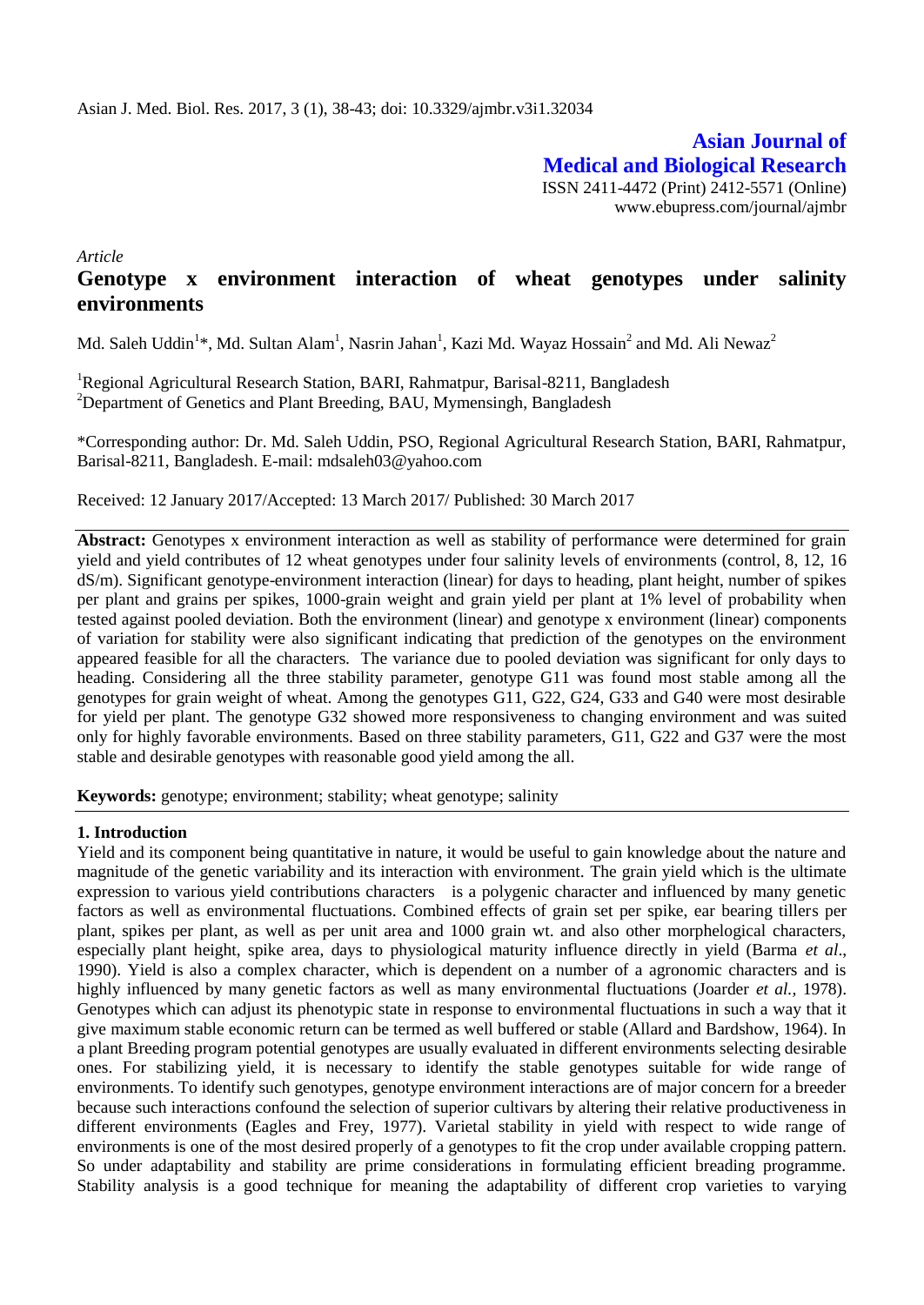**Asian Journal of Medical and Biological Research**

ISSN 2411-4472 (Print) 2412-5571 (Online)
www.ebupress.com/journal/ajmbr

*Article*

# Genotype x environment interaction of wheat genotypes under salinity environments

Md. Saleh Uddin[1]*, Md. Sultan Alam[1], Nasrin Jahan[1], Kazi Md. Wayaz Hossain[2] and Md. Ali Newaz[2]

[1]Regional Agricultural Research Station, BARI, Rahmatpur, Barisal-8211, Bangladesh
[2]Department of Genetics and Plant Breeding, BAU, Mymensingh, Bangladesh

*Corresponding author: Dr. Md. Saleh Uddin, PSO, Regional Agricultural Research Station, BARI, Rahmatpur, Barisal-8211, Bangladesh. E-mail: mdsaleh03@yahoo.com

Received: 12 January 2017/Accepted: 13 March 2017/ Published: 30 March 2017

**Abstract:** Genotypes x environment interaction as well as stability of performance were determined for grain yield and yield contributes of 12 wheat genotypes under four salinity levels of environments (control, 8, 12, 16 dS/m). Significant genotype-environment interaction (linear) for days to heading, plant height, number of spikes per plant and grains per spikes, 1000-grain weight and grain yield per plant at 1% level of probability when tested against pooled deviation. Both the environment (linear) and genotype x environment (linear) components of variation for stability were also significant indicating that prediction of the genotypes on the environment appeared feasible for all the characters. The variance due to pooled deviation was significant for only days to heading. Considering all the three stability parameter, genotype G11 was found most stable among all the genotypes for grain weight of wheat. Among the genotypes G11, G22, G24, G33 and G40 were most desirable for yield per plant. The genotype G32 showed more responsiveness to changing environment and was suited only for highly favorable environments. Based on three stability parameters, G11, G22 and G37 were the most stable and desirable genotypes with reasonable good yield among the all.

**Keywords:** genotype; environment; stability; wheat genotype; salinity

## 1. Introduction

Yield and its component being quantitative in nature, it would be useful to gain knowledge about the nature and magnitude of the genetic variability and its interaction with environment. The grain yield which is the ultimate expression to various yield contributions characters is a polygenic character and influenced by many genetic factors as well as environmental fluctuations. Combined effects of grain set per spike, ear bearing tillers per plant, spikes per plant, as well as per unit area and 1000 grain wt. and also other morphelogical characters, especially plant height, spike area, days to physiological maturity influence directly in yield (Barma *et al*., 1990). Yield is also a complex character, which is dependent on a number of a agronomic characters and is highly influenced by many genetic factors as well as many environmental fluctuations (Joarder *et al.,* 1978). Genotypes which can adjust its phenotypic state in response to environmental fluctuations in such a way that it give maximum stable economic return can be termed as well buffered or stable (Allard and Bardshow, 1964). In a plant Breeding program potential genotypes are usually evaluated in different environments selecting desirable ones. For stabilizing yield, it is necessary to identify the stable genotypes suitable for wide range of environments. To identify such genotypes, genotype environment interactions are of major concern for a breeder because such interactions confound the selection of superior cultivars by altering their relative productiveness in different environments (Eagles and Frey, 1977). Varietal stability in yield with respect to wide range of environments is one of the most desired properly of a genotypes to fit the crop under available cropping pattern. So under adaptability and stability are prime considerations in formulating efficient breading programme. Stability analysis is a good technique for meaning the adaptability of different crop varieties to varying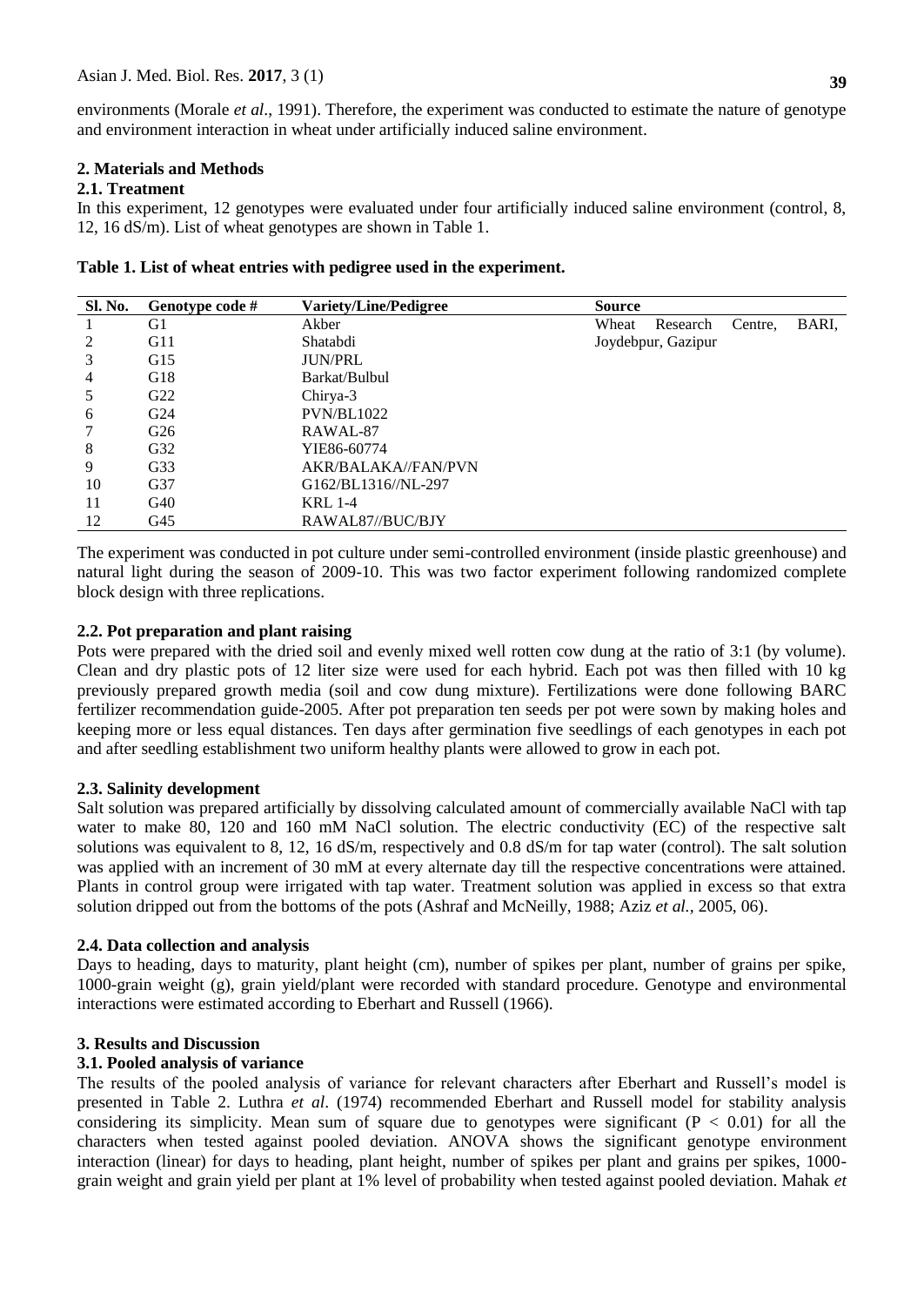environments (Morale *et al*., 1991). Therefore, the experiment was conducted to estimate the nature of genotype and environment interaction in wheat under artificially induced saline environment.

## 2. Materials and Methods

### 2.1. Treatment

In this experiment, 12 genotypes were evaluated under four artificially induced saline environment (control, 8, 12, 16 dS/m). List of wheat genotypes are shown in Table 1.

**Table 1. List of wheat entries with pedigree used in the experiment.**

| Sl. No. | Genotype code # | Variety/Line/Pedigree | Source |
|---|---|---|---|
| 1 | G1 | Akber | Wheat Research Centre, BARI, Joydebpur, Gazipur |
| 2 | G11 | Shatabdi | |
| 3 | G15 | JUN/PRL | |
| 4 | G18 | Barkat/Bulbul | |
| 5 | G22 | Chirya-3 | |
| 6 | G24 | PVN/BL1022 | |
| 7 | G26 | RAWAL-87 | |
| 8 | G32 | YIE86-60774 | |
| 9 | G33 | AKR/BALAKA//FAN/PVN | |
| 10 | G37 | G162/BL1316//NL-297 | |
| 11 | G40 | KRL 1-4 | |
| 12 | G45 | RAWAL87//BUC/BJY | |

The experiment was conducted in pot culture under semi-controlled environment (inside plastic greenhouse) and natural light during the season of 2009-10. This was two factor experiment following randomized complete block design with three replications.

### 2.2. Pot preparation and plant raising

Pots were prepared with the dried soil and evenly mixed well rotten cow dung at the ratio of 3:1 (by volume). Clean and dry plastic pots of 12 liter size were used for each hybrid. Each pot was then filled with 10 kg previously prepared growth media (soil and cow dung mixture). Fertilizations were done following BARC fertilizer recommendation guide-2005. After pot preparation ten seeds per pot were sown by making holes and keeping more or less equal distances. Ten days after germination five seedlings of each genotypes in each pot and after seedling establishment two uniform healthy plants were allowed to grow in each pot.

### 2.3. Salinity development

Salt solution was prepared artificially by dissolving calculated amount of commercially available NaCl with tap water to make 80, 120 and 160 mM NaCl solution. The electric conductivity (EC) of the respective salt solutions was equivalent to 8, 12, 16 dS/m, respectively and 0.8 dS/m for tap water (control). The salt solution was applied with an increment of 30 mM at every alternate day till the respective concentrations were attained. Plants in control group were irrigated with tap water. Treatment solution was applied in excess so that extra solution dripped out from the bottoms of the pots (Ashraf and McNeilly, 1988; Aziz *et al.*, 2005, 06).

### 2.4. Data collection and analysis

Days to heading, days to maturity, plant height (cm), number of spikes per plant, number of grains per spike, 1000-grain weight (g), grain yield/plant were recorded with standard procedure. Genotype and environmental interactions were estimated according to Eberhart and Russell (1966).

## 3. Results and Discussion

### 3.1. Pooled analysis of variance

The results of the pooled analysis of variance for relevant characters after Eberhart and Russell's model is presented in Table 2. Luthra *et al*. (1974) recommended Eberhart and Russell model for stability analysis considering its simplicity. Mean sum of square due to genotypes were significant ($P < 0.01$) for all the characters when tested against pooled deviation. ANOVA shows the significant genotype environment interaction (linear) for days to heading, plant height, number of spikes per plant and grains per spikes, 1000-grain weight and grain yield per plant at 1% level of probability when tested against pooled deviation. Mahak *et*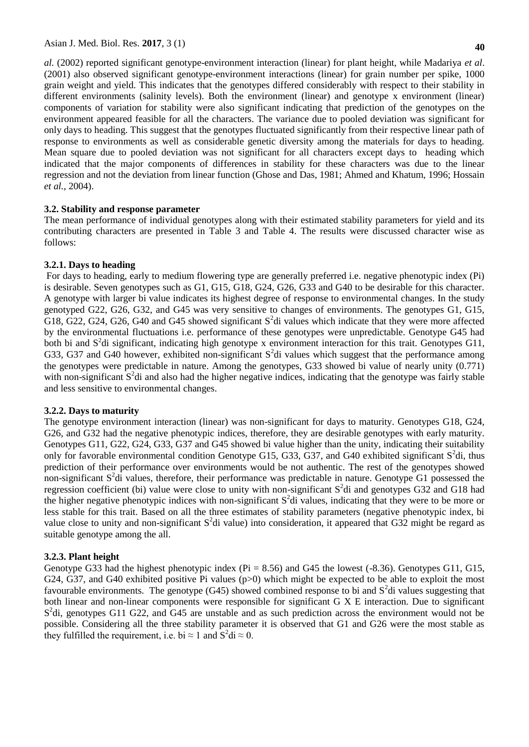*al.* (2002) reported significant genotype-environment interaction (linear) for plant height, while Madariya *et al*. (2001) also observed significant genotype-environment interactions (linear) for grain number per spike, 1000 grain weight and yield. This indicates that the genotypes differed considerably with respect to their stability in different environments (salinity levels). Both the environment (linear) and genotype x environment (linear) components of variation for stability were also significant indicating that prediction of the genotypes on the environment appeared feasible for all the characters. The variance due to pooled deviation was significant for only days to heading. This suggest that the genotypes fluctuated significantly from their respective linear path of response to environments as well as considerable genetic diversity among the materials for days to heading. Mean square due to pooled deviation was not significant for all characters except days to heading which indicated that the major components of differences in stability for these characters was due to the linear regression and not the deviation from linear function (Ghose and Das, 1981; Ahmed and Khatum, 1996; Hossain *et al.,* 2004).

### 3.2. Stability and response parameter

The mean performance of individual genotypes along with their estimated stability parameters for yield and its contributing characters are presented in Table 3 and Table 4. The results were discussed character wise as follows:

#### 3.2.1. Days to heading

For days to heading, early to medium flowering type are generally preferred i.e. negative phenotypic index (Pi) is desirable. Seven genotypes such as G1, G15, G18, G24, G26, G33 and G40 to be desirable for this character. A genotype with larger bi value indicates its highest degree of response to environmental changes. In the study genotyped G22, G26, G32, and G45 was very sensitive to changes of environments. The genotypes G1, G15, G18, G22, G24, G26, G40 and G45 showed significant $S^2$di values which indicate that they were more affected by the environmental fluctuations i.e. performance of these genotypes were unpredictable. Genotype G45 had both bi and $S^2$di significant, indicating high genotype x environment interaction for this trait. Genotypes G11, G33, G37 and G40 however, exhibited non-significant $S^2$di values which suggest that the performance among the genotypes were predictable in nature. Among the genotypes, G33 showed bi value of nearly unity (0.771) with non-significant $S^2$di and also had the higher negative indices, indicating that the genotype was fairly stable and less sensitive to environmental changes.

#### 3.2.2. Days to maturity

The genotype environment interaction (linear) was non-significant for days to maturity. Genotypes G18, G24, G26, and G32 had the negative phenotypic indices, therefore, they are desirable genotypes with early maturity. Genotypes G11, G22, G24, G33, G37 and G45 showed bi value higher than the unity, indicating their suitability only for favorable environmental condition Genotype G15, G33, G37, and G40 exhibited significant $S^2$di, thus prediction of their performance over environments would be not authentic. The rest of the genotypes showed non-significant $S^2$di values, therefore, their performance was predictable in nature. Genotype G1 possessed the regression coefficient (bi) value were close to unity with non-significant $S^2$di and genotypes G32 and G18 had the higher negative phenotypic indices with non-significant $S^2$di values, indicating that they were to be more or less stable for this trait. Based on all the three estimates of stability parameters (negative phenotypic index, bi value close to unity and non-significant $S^2$di value) into consideration, it appeared that G32 might be regard as suitable genotype among the all.

#### 3.2.3. Plant height

Genotype G33 had the highest phenotypic index (Pi = 8.56) and G45 the lowest (-8.36). Genotypes G11, G15, G24, G37, and G40 exhibited positive Pi values (p>0) which might be expected to be able to exploit the most favourable environments. The genotype (G45) showed combined response to bi and $S^2$di values suggesting that both linear and non-linear components were responsible for significant G X E interaction. Due to significant $S^2$di, genotypes G11 G22, and G45 are unstable and as such prediction across the environment would not be possible. Considering all the three stability parameter it is observed that G1 and G26 were the most stable as they fulfilled the requirement, i.e. bi $\approx$ 1 and $S^2$di $\approx$ 0.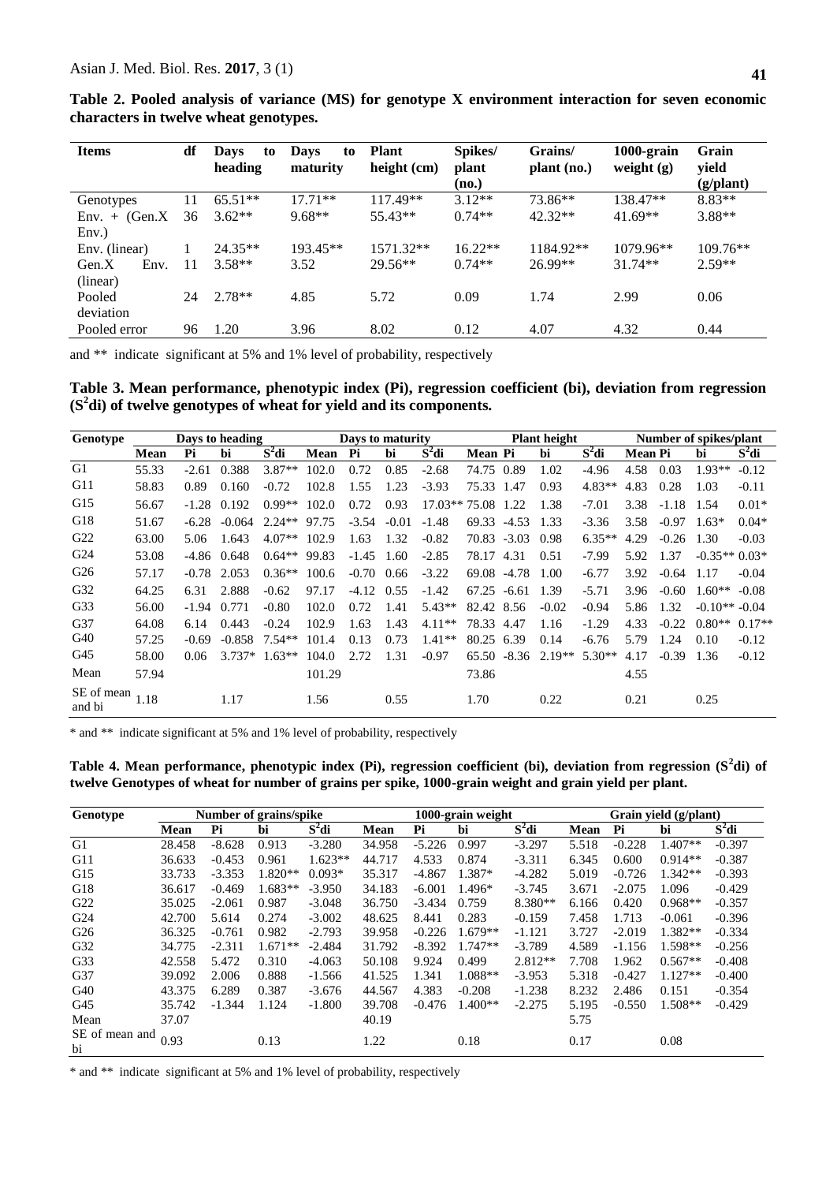**Table 2. Pooled analysis of variance (MS) for genotype X environment interaction for seven economic characters in twelve wheat genotypes.**

| Items | df | Days to heading | Days to maturity | Plant height (cm) | Spikes/ plant (no.) | Grains/ plant (no.) | 1000-grain weight (g) | Grain yield (g/plant) |
|---|---|---|---|---|---|---|---|---|
| Genotypes | 11 | 65.51** | 17.71** | 117.49** | 3.12** | 73.86** | 138.47** | 8.83** |
| Env. + (Gen.X Env.) | 36 | 3.62** | 9.68** | 55.43** | 0.74** | 42.32** | 41.69** | 3.88** |
| Env. (linear) | 1 | 24.35** | 193.45** | 1571.32** | 16.22** | 1184.92** | 1079.96** | 109.76** |
| Gen.X Env. (linear) | 11 | 3.58** | 3.52 | 29.56** | 0.74** | 26.99** | 31.74** | 2.59** |
| Pooled deviation | 24 | 2.78** | 4.85 | 5.72 | 0.09 | 1.74 | 2.99 | 0.06 |
| Pooled error | 96 | 1.20 | 3.96 | 8.02 | 0.12 | 4.07 | 4.32 | 0.44 |

and ** indicate significant at 5% and 1% level of probability, respectively

**Table 3. Mean performance, phenotypic index (Pi), regression coefficient (bi), deviation from regression ($S^2di$) of twelve genotypes of wheat for yield and its components.**

| Genotype | Days to heading | | | | Days to maturity | | | | Plant height | | | | Number of spikes/plant | | | |
|---|---|---|---|---|---|---|---|---|---|---|---|---|---|---|---|---|
| | Mean | Pi | bi | $S^2di$ | Mean | Pi | bi | $S^2di$ | Mean | Pi | bi | $S^2di$ | Mean | Pi | bi | $S^2di$ |
| G1 | 55.33 | -2.61 | 0.388 | 3.87** | 102.0 | 0.72 | 0.85 | -2.68 | 74.75 | 0.89 | 1.02 | -4.96 | 4.58 | 0.03 | 1.93** | -0.12 |
| G11 | 58.83 | 0.89 | 0.160 | -0.72 | 102.8 | 1.55 | 1.23 | -3.93 | 75.33 | 1.47 | 0.93 | 4.83** | 4.83 | 0.28 | 1.03 | -0.11 |
| G15 | 56.67 | -1.28 | 0.192 | 0.99** | 102.0 | 0.72 | 0.93 | 17.03** | 75.08 | 1.22 | 1.38 | -7.01 | 3.38 | -1.18 | 1.54 | 0.01* |
| G18 | 51.67 | -6.28 | -0.064 | 2.24** | 97.75 | -3.54 | -0.01 | -1.48 | 69.33 | -4.53 | 1.33 | -3.36 | 3.58 | -0.97 | 1.63* | 0.04* |
| G22 | 63.00 | 5.06 | 1.643 | 4.07** | 102.9 | 1.63 | 1.32 | -0.82 | 70.83 | -3.03 | 0.98 | 6.35** | 4.29 | -0.26 | 1.30 | -0.03 |
| G24 | 53.08 | -4.86 | 0.648 | 0.64** | 99.83 | -1.45 | 1.60 | -2.85 | 78.17 | 4.31 | 0.51 | -7.99 | 5.92 | 1.37 | -0.35** | 0.03* |
| G26 | 57.17 | -0.78 | 2.053 | 0.36** | 100.6 | -0.70 | 0.66 | -3.22 | 69.08 | -4.78 | 1.00 | -6.77 | 3.92 | -0.64 | 1.17 | -0.04 |
| G32 | 64.25 | 6.31 | 2.888 | -0.62 | 97.17 | -4.12 | 0.55 | -1.42 | 67.25 | -6.61 | 1.39 | -5.71 | 3.96 | -0.60 | 1.60** | -0.08 |
| G33 | 56.00 | -1.94 | 0.771 | -0.80 | 102.0 | 0.72 | 1.41 | 5.43** | 82.42 | 8.56 | -0.02 | -0.94 | 5.86 | 1.32 | -0.10** | -0.04 |
| G37 | 64.08 | 6.14 | 0.443 | -0.24 | 102.9 | 1.63 | 1.43 | 4.11** | 78.33 | 4.47 | 1.16 | -1.29 | 4.33 | -0.22 | 0.80** | 0.17** |
| G40 | 57.25 | -0.69 | -0.858 | 7.54** | 101.4 | 0.13 | 0.73 | 1.41** | 80.25 | 6.39 | 0.14 | -6.76 | 5.79 | 1.24 | 0.10 | -0.12 |
| G45 | 58.00 | 0.06 | 3.737* | 1.63** | 104.0 | 2.72 | 1.31 | -0.97 | 65.50 | -8.36 | 2.19** | 5.30** | 4.17 | -0.39 | 1.36 | -0.12 |
| Mean | 57.94 | | | | 101.29 | | | | 73.86 | | | | 4.55 | | | |
| SE of mean and bi | 1.18 | | 1.17 | | 1.56 | | 0.55 | | 1.70 | | 0.22 | | 0.21 | | 0.25 | |

\* and ** indicate significant at 5% and 1% level of probability, respectively

**Table 4. Mean performance, phenotypic index (Pi), regression coefficient (bi), deviation from regression ($S^2di$) of twelve Genotypes of wheat for number of grains per spike, 1000-grain weight and grain yield per plant.**

| Genotype | Number of grains/spike | | | | 1000-grain weight | | | | Grain yield (g/plant) | | | |
|---|---|---|---|---|---|---|---|---|---|---|---|---|
| | Mean | Pi | bi | $S^2di$ | Mean | Pi | bi | $S^2di$ | Mean | Pi | bi | $S^2di$ |
| G1 | 28.458 | -8.628 | 0.913 | -3.280 | 34.958 | -5.226 | 0.997 | -3.297 | 5.518 | -0.228 | 1.407** | -0.397 |
| G11 | 36.633 | -0.453 | 0.961 | 1.623** | 44.717 | 4.533 | 0.874 | -3.311 | 6.345 | 0.600 | 0.914** | -0.387 |
| G15 | 33.733 | -3.353 | 1.820** | 0.093* | 35.317 | -4.867 | 1.387* | -4.282 | 5.019 | -0.726 | 1.342** | -0.393 |
| G18 | 36.617 | -0.469 | 1.683** | -3.950 | 34.183 | -6.001 | 1.496* | -3.745 | 3.671 | -2.075 | 1.096 | -0.429 |
| G22 | 35.025 | -2.061 | 0.987 | -3.048 | 36.750 | -3.434 | 0.759 | 8.380** | 6.166 | 0.420 | 0.968** | -0.357 |
| G24 | 42.700 | 5.614 | 0.274 | -3.002 | 48.625 | 8.441 | 0.283 | -0.159 | 7.458 | 1.713 | -0.061 | -0.396 |
| G26 | 36.325 | -0.761 | 0.982 | -2.793 | 39.958 | -0.226 | 1.679** | -1.121 | 3.727 | -2.019 | 1.382** | -0.334 |
| G32 | 34.775 | -2.311 | 1.671** | -2.484 | 31.792 | -8.392 | 1.747** | -3.789 | 4.589 | -1.156 | 1.598** | -0.256 |
| G33 | 42.558 | 5.472 | 0.310 | -4.063 | 50.108 | 9.924 | 0.499 | 2.812** | 7.708 | 1.962 | 0.567** | -0.408 |
| G37 | 39.092 | 2.006 | 0.888 | -1.566 | 41.525 | 1.341 | 1.088** | -3.953 | 5.318 | -0.427 | 1.127** | -0.400 |
| G40 | 43.375 | 6.289 | 0.387 | -3.676 | 44.567 | 4.383 | -0.208 | -1.238 | 8.232 | 2.486 | 0.151 | -0.354 |
| G45 | 35.742 | -1.344 | 1.124 | -1.800 | 39.708 | -0.476 | 1.400** | -2.275 | 5.195 | -0.550 | 1.508** | -0.429 |
| Mean | 37.07 | | | | 40.19 | | | | 5.75 | | | |
| SE of mean and bi | 0.93 | | 0.13 | | 1.22 | | 0.18 | | 0.17 | | 0.08 | |

\* and ** indicate significant at 5% and 1% level of probability, respectively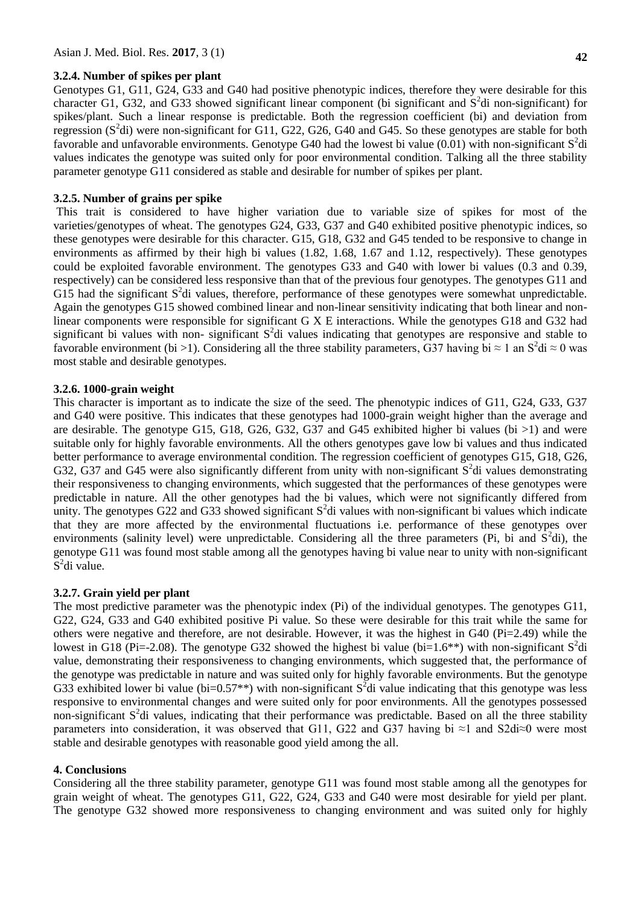### 3.2.4. Number of spikes per plant

Genotypes G1, G11, G24, G33 and G40 had positive phenotypic indices, therefore they were desirable for this character G1, G32, and G33 showed significant linear component (bi significant and $S^2$di non-significant) for spikes/plant. Such a linear response is predictable. Both the regression coefficient (bi) and deviation from regression ($S^2$di) were non-significant for G11, G22, G26, G40 and G45. So these genotypes are stable for both favorable and unfavorable environments. Genotype G40 had the lowest bi value (0.01) with non-significant $S^2$di values indicates the genotype was suited only for poor environmental condition. Talking all the three stability parameter genotype G11 considered as stable and desirable for number of spikes per plant.

### 3.2.5. Number of grains per spike

This trait is considered to have higher variation due to variable size of spikes for most of the varieties/genotypes of wheat. The genotypes G24, G33, G37 and G40 exhibited positive phenotypic indices, so these genotypes were desirable for this character. G15, G18, G32 and G45 tended to be responsive to change in environments as affirmed by their high bi values (1.82, 1.68, 1.67 and 1.12, respectively). These genotypes could be exploited favorable environment. The genotypes G33 and G40 with lower bi values (0.3 and 0.39, respectively) can be considered less responsive than that of the previous four genotypes. The genotypes G11 and G15 had the significant $S^2$di values, therefore, performance of these genotypes were somewhat unpredictable. Again the genotypes G15 showed combined linear and non-linear sensitivity indicating that both linear and non-linear components were responsible for significant G X E interactions. While the genotypes G18 and G32 had significant bi values with non- significant $S^2$di values indicating that genotypes are responsive and stable to favorable environment (bi >1). Considering all the three stability parameters, G37 having bi ≈ 1 an $S^2$di ≈ 0 was most stable and desirable genotypes.

### 3.2.6. 1000-grain weight

This character is important as to indicate the size of the seed. The phenotypic indices of G11, G24, G33, G37 and G40 were positive. This indicates that these genotypes had 1000-grain weight higher than the average and are desirable. The genotype G15, G18, G26, G32, G37 and G45 exhibited higher bi values (bi >1) and were suitable only for highly favorable environments. All the others genotypes gave low bi values and thus indicated better performance to average environmental condition. The regression coefficient of genotypes G15, G18, G26, G32, G37 and G45 were also significantly different from unity with non-significant $S^2$di values demonstrating their responsiveness to changing environments, which suggested that the performances of these genotypes were predictable in nature. All the other genotypes had the bi values, which were not significantly differed from unity. The genotypes G22 and G33 showed significant $S^2$di values with non-significant bi values which indicate that they are more affected by the environmental fluctuations i.e. performance of these genotypes over environments (salinity level) were unpredictable. Considering all the three parameters (Pi, bi and $S^2$di), the genotype G11 was found most stable among all the genotypes having bi value near to unity with non-significant $S^2$di value.

### 3.2.7. Grain yield per plant

The most predictive parameter was the phenotypic index (Pi) of the individual genotypes. The genotypes G11, G22, G24, G33 and G40 exhibited positive Pi value. So these were desirable for this trait while the same for others were negative and therefore, are not desirable. However, it was the highest in G40 (Pi=2.49) while the lowest in G18 (Pi=-2.08). The genotype G32 showed the highest bi value (bi=1.6**) with non-significant $S^2$di value, demonstrating their responsiveness to changing environments, which suggested that, the performance of the genotype was predictable in nature and was suited only for highly favorable environments. But the genotype G33 exhibited lower bi value (bi=0.57**) with non-significant $S^2$di value indicating that this genotype was less responsive to environmental changes and were suited only for poor environments. All the genotypes possessed non-significant $S^2$di values, indicating that their performance was predictable. Based on all the three stability parameters into consideration, it was observed that G11, G22 and G37 having bi ≈1 and S2di≈0 were most stable and desirable genotypes with reasonable good yield among the all.

## 4. Conclusions

Considering all the three stability parameter, genotype G11 was found most stable among all the genotypes for grain weight of wheat. The genotypes G11, G22, G24, G33 and G40 were most desirable for yield per plant. The genotype G32 showed more responsiveness to changing environment and was suited only for highly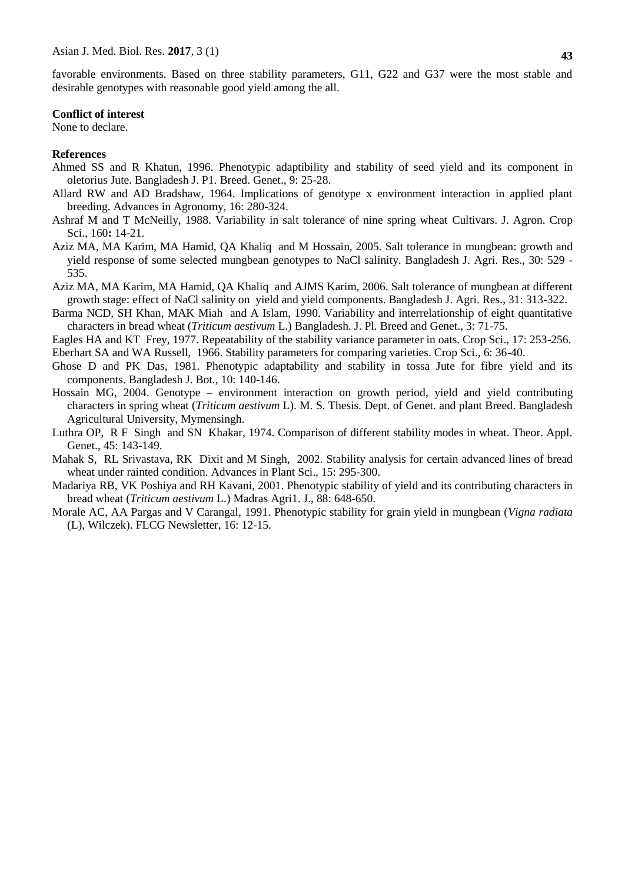favorable environments. Based on three stability parameters, G11, G22 and G37 were the most stable and desirable genotypes with reasonable good yield among the all.

**Conflict of interest**

None to declare.

**References**

Ahmed SS and R Khatun, 1996. Phenotypic adaptibility and stability of seed yield and its component in oletorius Jute. Bangladesh J. P1. Breed. Genet., 9: 25-28.

Allard RW and AD Bradshaw, 1964. Implications of genotype x environment interaction in applied plant breeding. Advances in Agronomy, 16: 280-324.

Ashraf M and T McNeilly, 1988. Variability in salt tolerance of nine spring wheat Cultivars. J. Agron. Crop Sci., 160**:** 14-21.

Aziz MA, MA Karim, MA Hamid, QA Khaliq and M Hossain, 2005. Salt tolerance in mungbean: growth and yield response of some selected mungbean genotypes to NaCl salinity. Bangladesh J. Agri. Res., 30: 529 - 535.

Aziz MA, MA Karim, MA Hamid, QA Khaliq and AJMS Karim, 2006. Salt tolerance of mungbean at different growth stage: effect of NaCl salinity on yield and yield components. Bangladesh J. Agri. Res., 31: 313-322.

Barma NCD, SH Khan, MAK Miah and A Islam, 1990. Variability and interrelationship of eight quantitative characters in bread wheat (*Triticum aestivum* L.) Bangladesh. J. Pl. Breed and Genet., 3: 71-75.

Eagles HA and KT Frey, 1977. Repeatability of the stability variance parameter in oats. Crop Sci., 17: 253-256.

Eberhart SA and WA Russell, 1966. Stability parameters for comparing varieties. Crop Sci., 6: 36-40.

Ghose D and PK Das, 1981. Phenotypic adaptability and stability in tossa Jute for fibre yield and its components. Bangladesh J. Bot., 10: 140-146.

Hossain MG, 2004. Genotype – environment interaction on growth period, yield and yield contributing characters in spring wheat (*Triticum aestivum* L). M. S. Thesis. Dept. of Genet. and plant Breed. Bangladesh Agricultural University, Mymensingh.

Luthra OP, R F Singh and SN Khakar, 1974. Comparison of different stability modes in wheat. Theor. Appl. Genet., 45: 143-149.

Mahak S, RL Srivastava, RK Dixit and M Singh, 2002. Stability analysis for certain advanced lines of bread wheat under rainted condition. Advances in Plant Sci., 15: 295-300.

Madariya RB, VK Poshiya and RH Kavani, 2001. Phenotypic stability of yield and its contributing characters in bread wheat (*Triticum aestivum* L.) Madras Agri1. J., 88: 648-650.

Morale AC, AA Pargas and V Carangal, 1991. Phenotypic stability for grain yield in mungbean (*Vigna radiata* (L), Wilczek). FLCG Newsletter, 16: 12-15.